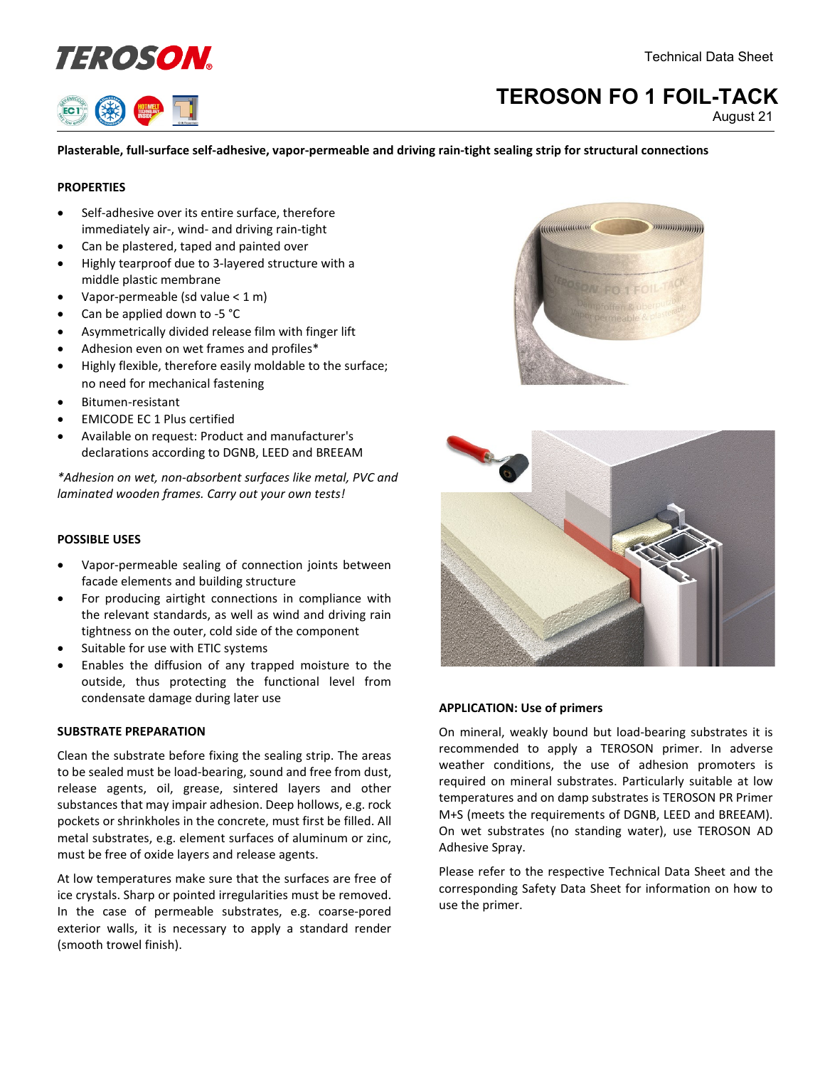# TEROSON FO 1 FOIL-TACK

Technical Data Sheet

August 21

**Plasterable, full-surface self-adhesive, vapor-permeable and driving rain-tight sealing strip for structural connections**

## PROPERTIES

- Self-adhesive over its entire surface, therefore immediately air-, wind- and driving rain-tight
- Can be plastered, taped and painted over
- Highly tearproof due to 3-layered structure with a middle plastic membrane
- Vapor-permeable (sd value < 1 m)
- Can be applied down to -5 °C
- Asymmetrically divided release film with finger lift
- Adhesion even on wet frames and profiles*
- Highly flexible, therefore easily moldable to the surface; no need for mechanical fastening
- Bitumen-resistant
- EMICODE EC 1 Plus certified
- Available on request: Product and manufacturer's declarations according to DGNB, LEED and BREEAM

*\*Adhesion on wet, non-absorbent surfaces like metal, PVC and laminated wooden frames. Carry out your own tests!*

## POSSIBLE USES

- Vapor-permeable sealing of connection joints between facade elements and building structure
- For producing airtight connections in compliance with the relevant standards, as well as wind and driving rain tightness on the outer, cold side of the component
- Suitable for use with ETIC systems
- Enables the diffusion of any trapped moisture to the outside, thus protecting the functional level from condensate damage during later use

## SUBSTRATE PREPARATION

Clean the substrate before fixing the sealing strip. The areas to be sealed must be load-bearing, sound and free from dust, release agents, oil, grease, sintered layers and other substances that may impair adhesion. Deep hollows, e.g. rock pockets or shrinkholes in the concrete, must first be filled. All metal substrates, e.g. element surfaces of aluminum or zinc, must be free of oxide layers and release agents.

At low temperatures make sure that the surfaces are free of ice crystals. Sharp or pointed irregularities must be removed. In the case of permeable substrates, e.g. coarse-pored exterior walls, it is necessary to apply a standard render (smooth trowel finish).

## APPLICATION: Use of primers

On mineral, weakly bound but load-bearing substrates it is recommended to apply a TEROSON primer. In adverse weather conditions, the use of adhesion promoters is required on mineral substrates. Particularly suitable at low temperatures and on damp substrates is TEROSON PR Primer M+S (meets the requirements of DGNB, LEED and BREEAM). On wet substrates (no standing water), use TEROSON AD Adhesive Spray.

Please refer to the respective Technical Data Sheet and the corresponding Safety Data Sheet for information on how to use the primer.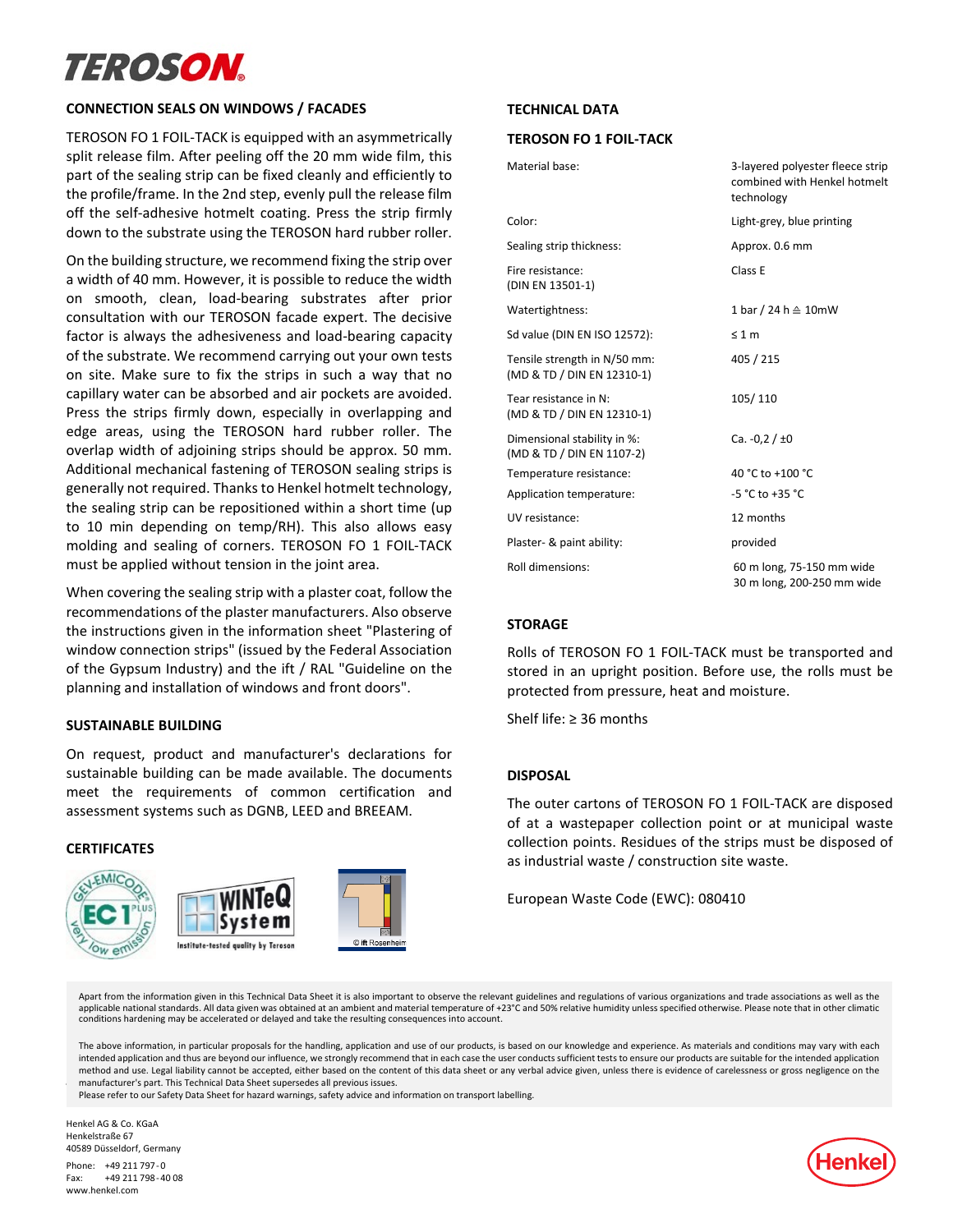## CONNECTION SEALS ON WINDOWS / FACADES

TEROSON FO 1 FOIL-TACK is equipped with an asymmetrically split release film. After peeling off the 20 mm wide film, this part of the sealing strip can be fixed cleanly and efficiently to the profile/frame. In the 2nd step, evenly pull the release film off the self-adhesive hotmelt coating. Press the strip firmly down to the substrate using the TEROSON hard rubber roller.

On the building structure, we recommend fixing the strip over a width of 40 mm. However, it is possible to reduce the width on smooth, clean, load-bearing substrates after prior consultation with our TEROSON facade expert. The decisive factor is always the adhesiveness and load-bearing capacity of the substrate. We recommend carrying out your own tests on site. Make sure to fix the strips in such a way that no capillary water can be absorbed and air pockets are avoided. Press the strips firmly down, especially in overlapping and edge areas, using the TEROSON hard rubber roller. The overlap width of adjoining strips should be approx. 50 mm. Additional mechanical fastening of TEROSON sealing strips is generally not required. Thanks to Henkel hotmelt technology, the sealing strip can be repositioned within a short time (up to 10 min depending on temp/RH). This also allows easy molding and sealing of corners. TEROSON FO 1 FOIL-TACK must be applied without tension in the joint area.

When covering the sealing strip with a plaster coat, follow the recommendations of the plaster manufacturers. Also observe the instructions given in the information sheet "Plastering of window connection strips" (issued by the Federal Association of the Gypsum Industry) and the ift / RAL "Guideline on the planning and installation of windows and front doors".

## SUSTAINABLE BUILDING

On request, product and manufacturer's declarations for sustainable building can be made available. The documents meet the requirements of common certification and assessment systems such as DGNB, LEED and BREEAM.

## CERTIFICATES

## TECHNICAL DATA

### TEROSON FO 1 FOIL-TACK

| | |
|---|---|
| Material base: | 3-layered polyester fleece strip combined with Henkel hotmelt technology |
| Color: | Light-grey, blue printing |
| Sealing strip thickness: | Approx. 0.6 mm |
| Fire resistance: (DIN EN 13501-1) | Class E |
| Watertightness: | 1 bar / 24 h ≙ 10mW |
| Sd value (DIN EN ISO 12572): | ≤ 1 m |
| Tensile strength in N/50 mm: (MD & TD / DIN EN 12310-1) | 405 / 215 |
| Tear resistance in N: (MD & TD / DIN EN 12310-1) | 105/ 110 |
| Dimensional stability in %: (MD & TD / DIN EN 1107-2) | Ca. -0,2 / ±0 |
| Temperature resistance: | 40 °C to +100 °C |
| Application temperature: | -5 °C to +35 °C |
| UV resistance: | 12 months |
| Plaster- & paint ability: | provided |
| Roll dimensions: | 60 m long, 75-150 mm wide<br>30 m long, 200-250 mm wide |

## STORAGE

Rolls of TEROSON FO 1 FOIL-TACK must be transported and stored in an upright position. Before use, the rolls must be protected from pressure, heat and moisture.

Shelf life: ≥ 36 months

## DISPOSAL

The outer cartons of TEROSON FO 1 FOIL-TACK are disposed of at a wastepaper collection point or at municipal waste collection points. Residues of the strips must be disposed of as industrial waste / construction site waste.

European Waste Code (EWC): 080410

Apart from the information given in this Technical Data Sheet it is also important to observe the relevant guidelines and regulations of various organizations and trade associations as well as the applicable national standards. All data given was obtained at an ambient and material temperature of +23°C and 50% relative humidity unless specified otherwise. Please note that in other climatic conditions hardening may be accelerated or delayed and take the resulting consequences into account.

The above information, in particular proposals for the handling, application and use of our products, is based on our knowledge and experience. As materials and conditions may vary with each intended application and thus are beyond our influence, we strongly recommend that in each case the user conducts sufficient tests to ensure our products are suitable for the intended application method and use. Legal liability cannot be accepted, either based on the content of this data sheet or any verbal advice given, unless there is evidence of carelessness or gross negligence on the manufacturer's part. This Technical Data Sheet supersedes all previous issues.
Please refer to our Safety Data Sheet for hazard warnings, safety advice and information on transport labelling.

Henkel AG & Co. KGaA
Henkelstraße 67
40589 Düsseldorf, Germany

Phone: +49 211 797-0
Fax: +49 211 798-40 08
www.henkel.com